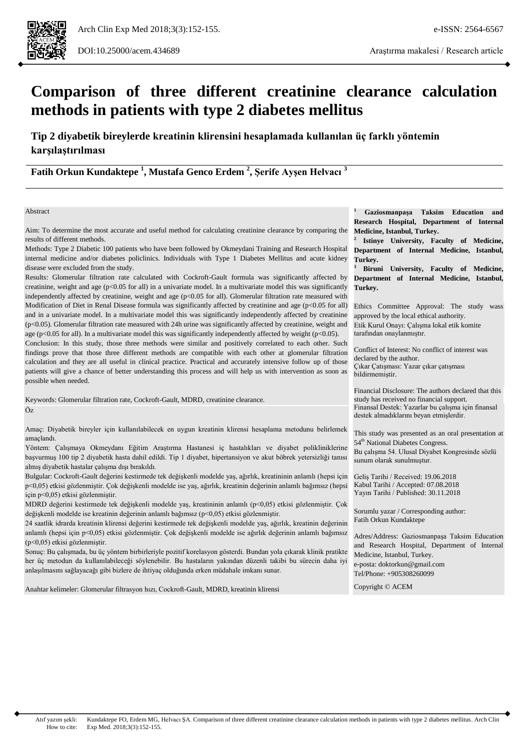# Comparison of three different creatinine clearance calculation methods in patients with type 2 diabetes mellitus

## Tip 2 diyabetik bireylerde kreatinin klirensini hesaplamada kullanılan üç farklı yöntemin karşılaştırılması

**Fatih Orkun Kundaktepe [1], Mustafa Genco Erdem [2], Şerife Ayşen Helvacı [3]**

Abstract

Aim: To determine the most accurate and useful method for calculating creatinine clearance by comparing the results of different methods.

Methods: Type 2 Diabetic 100 patients who have been followed by Okmeydani Training and Research Hospital internal medicine and/or diabetes policlinics. Individuals with Type 1 Diabetes Mellitus and acute kidney disease were excluded from the study.

Results: Glomerular filtration rate calculated with Cockroft-Gault formula was significantly affected by creatinine, weight and age ($p<0.05$ for all) in a univariate model. In a multivariate model this was significantly independently affected by creatinine, weight and age ($p<0.05$ for all). Glomerular filtration rate measured with Modification of Diet in Renal Disease formula was significantly affected by creatinine and age ($p<0.05$ for all) and in a univariate model. In a multivariate model this was significantly independently affected by creatinine ($p<0.05$). Glomerular filtration rate measured with 24h urine was significantly affected by creatinine, weight and age ($p<0.05$ for all). In a multivariate model this was significantly independently affected by weight ($p<0.05$).

Conclusion: In this study, those three methods were similar and positively correlated to each other. Such findings prove that those three different methods are compatible with each other at glomerular filtration calculation and they are all useful in clinical practice. Practical and accurately intensive follow up of those patients will give a chance of better understanding this process and will help us with intervention as soon as possible when needed.

Keywords: Glomerular filtration rate, Cockroft-Gault, MDRD, creatinine clearance.

Öz

Amaç: Diyabetik bireyler için kullanılabilecek en uygun kreatinin klirensi hesaplama metodunu belirlemek amaçlandı.

Yöntem: Çalışmaya Okmeydanı Eğitim Araştırma Hastanesi iç hastalıkları ve diyabet polikliniklerine başvurmuş 100 tip 2 diyabetik hasta dahil edildi. Tip 1 diyabet, hipertansiyon ve akut böbrek yetersizliği tanısı almış diyabetik hastalar çalışma dışı bırakıldı.

Bulgular: Cockroft-Gault değerini kestirmede tek değişkenli modelde yaş, ağırlık, kreatininin anlamlı (hepsi için $p<0,05$) etkisi gözlenmiştir. Çok değişkenli modelde ise yaş, ağırlık, kreatinin değerinin anlamlı bağımsız (hepsi için $p<0,05$) etkisi gözlenmiştir.

MDRD değerini kestirmede tek değişkenli modelde yaş, kreatininin anlamlı ($p<0,05$) etkisi gözlenmiştir. Çok değişkenli modelde ise kreatinin değerinin anlamlı bağımsız ($p<0,05$) etkisi gözlenmiştir.

24 saatlik idrarda kreatinin klirensi değerini kestirmede tek değişkenli modelde yaş, ağırlık, kreatinin değerinin anlamlı (hepsi için $p<0,05$) etkisi gözlenmiştir. Çok değişkenli modelde ise ağırlık değerinin anlamlı bağımsız ($p<0,05$) etkisi gözlenmiştir.

Sonuç: Bu çalışmada, bu üç yöntem birbirleriyle pozitif korelasyon gösterdi. Bundan yola çıkarak klinik pratikte her üç metodun da kullanılabileceği söylenebilir. Bu hastaların yakından düzenli takibi bu sürecin daha iyi anlaşılmasını sağlayacağı gibi bizlere de ihtiyaç olduğunda erken müdahale imkanı sunar.

Anahtar kelimeler: Glomerular filtrasyon hızı, Cockroft-Gault, MDRD, kreatinin klirensi

**[1] Gaziosmanpaşa Taksim Education and Research Hospital, Department of Internal Medicine, Istanbul, Turkey.**

**[2] Istinye University, Faculty of Medicine, Department of Internal Medicine, Istanbul, Turkey.**

**[3] Biruni University, Faculty of Medicine, Department of Internal Medicine, Istanbul, Turkey.**

Ethics Committee Approval: The study wass approved by the local ethical authority.
Etik Kurul Onayı: Çalışma lokal etik komite tarafından onaylanmıştır.

Conflict of Interest: No conflict of interest was declared by the author.
Çıkar Çatışması: Yazar çıkar çatışması bildirmemiştir.

Financial Disclosure: The authors declared that this study has received no financial support.
Finansal Destek: Yazarlar bu çalışma için finansal destek almadıklarını beyan etmişlerdir.

This study was presented as an oral presentation at 54th National Diabetes Congress.
Bu çalışma 54. Ulusal Diyabet Kongresinde sözlü sunum olarak sunulmuştur.

Geliş Tarihi / Received: 19.06.2018
Kabul Tarihi / Accepted: 07.08.2018
Yayın Tarihi / Published: 30.11.2018

Sorumlu yazar / Corresponding author:
Fatih Orkun Kundaktepe

Adres/Address: Gaziosmanpaşa Taksim Education and Research Hospital, Department of Internal Medicine, Istanbul, Turkey.
e-posta: doktorkun@gmail.com
Tel/Phone: +905308260099

Copyright © ACEM

Atıf yazım şekli / How to cite: Kundaktepe FO, Erdem MG, Helvacı ŞA. Comparison of three different creatinine clearance calculation methods in patients with type 2 diabetes mellitus. Arch Clin Exp Med. 2018;3(3):152-155.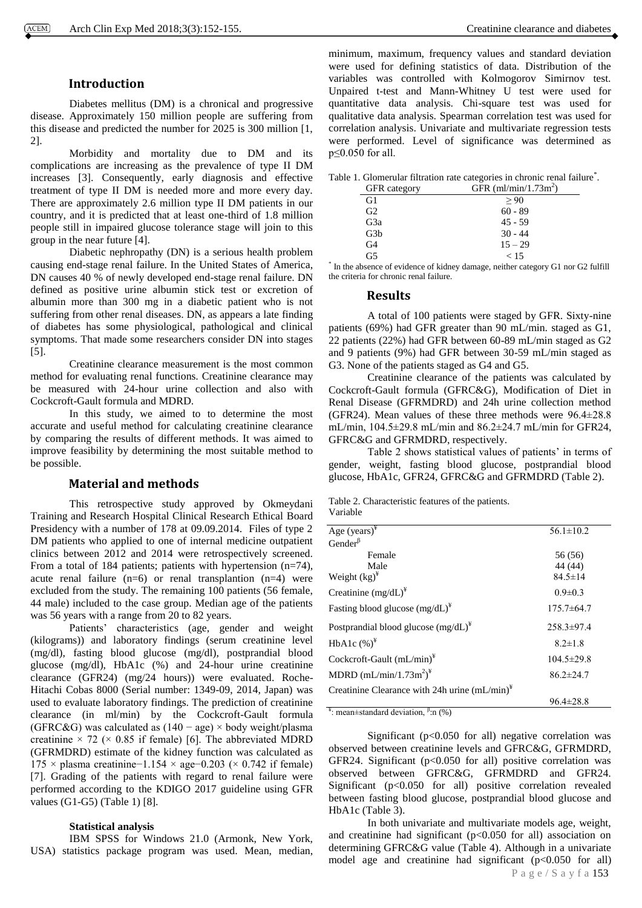## Introduction

Diabetes mellitus (DM) is a chronical and progressive disease. Approximately 150 million people are suffering from this disease and predicted the number for 2025 is 300 million [1, 2].

Morbidity and mortality due to DM and its complications are increasing as the prevalence of type II DM increases [3]. Consequently, early diagnosis and effective treatment of type II DM is needed more and more every day. There are approximately 2.6 million type II DM patients in our country, and it is predicted that at least one-third of 1.8 million people still in impaired glucose tolerance stage will join to this group in the near future [4].

Diabetic nephropathy (DN) is a serious health problem causing end-stage renal failure. In the United States of America, DN causes 40 % of newly developed end-stage renal failure. DN defined as positive urine albumin stick test or excretion of albumin more than 300 mg in a diabetic patient who is not suffering from other renal diseases. DN, as appears a late finding of diabetes has some physiological, pathological and clinical symptoms. That made some researchers consider DN into stages [5].

Creatinine clearance measurement is the most common method for evaluating renal functions. Creatinine clearance may be measured with 24-hour urine collection and also with Cockcroft-Gault formula and MDRD.

In this study, we aimed to to determine the most accurate and useful method for calculating creatinine clearance by comparing the results of different methods. It was aimed to improve feasibility by determining the most suitable method to be possible.

## Material and methods

This retrospective study approved by Okmeydani Training and Research Hospital Clinical Research Ethical Board Presidency with a number of 178 at 09.09.2014. Files of type 2 DM patients who applied to one of internal medicine outpatient clinics between 2012 and 2014 were retrospectively screened. From a total of 184 patients; patients with hypertension (n=74), acute renal failure (n=6) or renal transplantion (n=4) were excluded from the study. The remaining 100 patients (56 female, 44 male) included to the case group. Median age of the patients was 56 years with a range from 20 to 82 years.

Patients' characteristics (age, gender and weight (kilograms)) and laboratory findings (serum creatinine level (mg/dl), fasting blood glucose (mg/dl), postprandial blood glucose (mg/dl), HbA1c (%) and 24-hour urine creatinine clearance (GFR24) (mg/24 hours)) were evaluated. Roche-Hitachi Cobas 8000 (Serial number: 1349-09, 2014, Japan) was used to evaluate laboratory findings. The prediction of creatinine clearance (in ml/min) by the Cockcroft-Gault formula (GFRC&G) was calculated as $(140 - \text{age}) \times \text{body weight}/\text{plasma creatinine} \times 72$ ($\times$ 0.85 if female) [6]. The abbreviated MDRD (GFRMDRD) estimate of the kidney function was calculated as $175 \times \text{plasma creatinine}^{-1.154} \times \text{age}^{-0.203}$ ($\times$ 0.742 if female) [7]. Grading of the patients with regard to renal failure were performed according to the KDIGO 2017 guideline using GFR values (G1-G5) (Table 1) [8].

### Statistical analysis

IBM SPSS for Windows 21.0 (Armonk, New York, USA) statistics package program was used. Mean, median, minimum, maximum, frequency values and standard deviation were used for defining statistics of data. Distribution of the variables was controlled with Kolmogorov Simirnov test. Unpaired t-test and Mann-Whitney U test were used for quantitative data analysis. Chi-square test was used for qualitative data analysis. Spearman correlation test was used for correlation analysis. Univariate and multivariate regression tests were performed. Level of significance was determined as $p \leq 0.050$ for all.

Table 1. Glomerular filtration rate categories in chronic renal failure*.

| GFR category | GFR (ml/min/1.73m$^2$) |
|---|---|
| G1 | $\geq 90$ |
| G2 | 60 - 89 |
| G3a | 45 - 59 |
| G3b | 30 - 44 |
| G4 | 15 – 29 |
| G5 | $< 15$ |

\* In the absence of evidence of kidney damage, neither category G1 nor G2 fulfill the criteria for chronic renal failure.

## Results

A total of 100 patients were staged by GFR. Sixty-nine patients (69%) had GFR greater than 90 mL/min. staged as G1, 22 patients (22%) had GFR between 60-89 mL/min staged as G2 and 9 patients (9%) had GFR between 30-59 mL/min staged as G3. None of the patients staged as G4 and G5.

Creatinine clearance of the patients was calculated by Cockcroft-Gault formula (GFRC&G), Modification of Diet in Renal Disease (GFRMDRD) and 24h urine collection method (GFR24). Mean values of these three methods were 96.4±28.8 mL/min, 104.5±29.8 mL/min and 86.2±24.7 mL/min for GFR24, GFRC&G and GFRMDRD, respectively.

Table 2 shows statistical values of patients' in terms of gender, weight, fasting blood glucose, postprandial blood glucose, HbA1c, GFR24, GFRC&G and GFRMDRD (Table 2).

Table 2. Characteristic features of the patients.

| Variable | |
|---|---|
| Age (years)[¥] | 56.1±10.2 |
| Gender[β] | |
| Female | 56 (56) |
| Male | 44 (44) |
| Weight (kg)[¥] | 84.5±14 |
| Creatinine (mg/dL)[¥] | 0.9±0.3 |
| Fasting blood glucose (mg/dL)[¥] | 175.7±64.7 |
| Postprandial blood glucose (mg/dL)[¥] | 258.3±97.4 |
| HbA1c (%)[¥] | 8.2±1.8 |
| Cockcroft-Gault (mL/min)[¥] | 104.5±29.8 |
| MDRD (mL/min/1.73m$^2$)[¥] | 86.2±24.7 |
| Creatinine Clearance with 24h urine (mL/min)[¥] | 96.4±28.8 |

¥: mean±standard deviation, β: n (%)

Significant ($p<0.050$ for all) negative correlation was observed between creatinine levels and GFRC&G, GFRMDRD, GFR24. Significant ($p<0.050$ for all) positive correlation was observed between GFRC&G, GFRMDRD and GFR24. Significant ($p<0.050$ for all) positive correlation revealed between fasting blood glucose, postprandial blood glucose and HbA1c (Table 3).

In both univariate and multivariate models age, weight, and creatinine had significant ($p<0.050$ for all) association on determining GFRC&G value (Table 4). Although in a univariate model age and creatinine had significant ($p<0.050$ for all)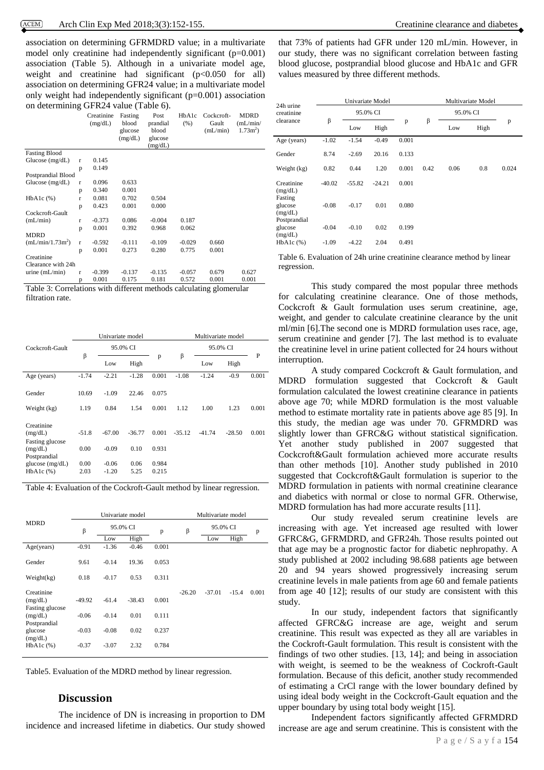association on determining GFRMDRD value; in a multivariate model only creatinine had independently significant (p=0.001) association (Table 5). Although in a univariate model age, weight and creatinine had significant (p<0.050 for all) association on determining GFR24 value; in a multivariate model only weight had independently significant (p=0.001) association on determining GFR24 value (Table 6).

| | | Creatinine (mg/dL) | Fasting blood glucose (mg/dL) | Post prandial blood glucose (mg/dL) | HbA1c (%) | Cockcroft-Gault (mL/min) | MDRD (mL/min/1.73m$^2$) |
|---|---|---|---|---|---|---|---|
| Fasting Blood Glucose (mg/dL) | r | 0.145 | | | | | |
| | p | 0.149 | | | | | |
| Postprandial Blood Glucose (mg/dL) | r | 0.096 | 0.633 | | | | |
| | p | 0.340 | 0.001 | | | | |
| HbA1c (%) | r | 0.081 | 0.702 | 0.504 | | | |
| | p | 0.423 | 0.001 | 0.000 | | | |
| Cockcroft-Gault (mL/min) | r | -0.373 | 0.086 | -0.004 | 0.187 | | |
| | p | 0.001 | 0.392 | 0.968 | 0.062 | | |
| MDRD (mL/min/1.73m$^2$) | r | -0.592 | -0.111 | -0.109 | -0.029 | 0.660 | |
| | p | 0.001 | 0.273 | 0.280 | 0.775 | 0.001 | |
| Creatinine Clearance with 24h urine (mL/min) | r | -0.399 | -0.137 | -0.135 | -0.057 | 0.679 | 0.627 |
| | p | 0.001 | 0.175 | 0.181 | 0.572 | 0.001 | 0.001 |

Table 3: Correlations with different methods calculating glomerular filtration rate.

| Cockcroft-Gault | Univariate model | | | | Multivariate model | | | |
|---|---|---|---|---|---|---|---|---|
| | β | 95.0% CI | | p | β | 95.0% CI | | P |
| | | Low | High | | | Low | High | |
| Age (years) | -1.74 | -2.21 | -1.28 | 0.001 | -1.08 | -1.24 | -0.9 | 0.001 |
| Gender | 10.69 | -1.09 | 22.46 | 0.075 | | | | |
| Weight (kg) | 1.19 | 0.84 | 1.54 | 0.001 | 1.12 | 1.00 | 1.23 | 0.001 |
| Creatinine (mg/dL) | -51.8 | -67.00 | -36.77 | 0.001 | -35.12 | -41.74 | -28.50 | 0.001 |
| Fasting glucose (mg/dL) | 0.00 | -0.09 | 0.10 | 0.931 | | | | |
| Postprandial glucose (mg/dL) | 0.00 | -0.06 | 0.06 | 0.984 | | | | |
| HbA1c (%) | 2.03 | -1.20 | 5.25 | 0.215 | | | | |

Table 4: Evaluation of the Cockroft-Gault method by linear regression.

| MDRD | Univariate model | | | | Multivariate model | | | |
|---|---|---|---|---|---|---|---|---|
| | β | 95.0% CI | | p | β | 95.0% CI | | p |
| | | Low | High | | | Low | High | |
| Age(years) | -0.91 | -1.36 | -0.46 | 0.001 | | | | |
| Gender | 9.61 | -0.14 | 19.36 | 0.053 | | | | |
| Weight(kg) | 0.18 | -0.17 | 0.53 | 0.311 | | | | |
| Creatinine (mg/dL) | -49.92 | -61.4 | -38.43 | 0.001 | -26.20 | -37.01 | -15.4 | 0.001 |
| Fasting glucose (mg/dL) | -0.06 | -0.14 | 0.01 | 0.111 | | | | |
| Postprandial glucose (mg/dL) | -0.03 | -0.08 | 0.02 | 0.237 | | | | |
| HbA1c (%) | -0.37 | -3.07 | 2.32 | 0.784 | | | | |

Table5. Evaluation of the MDRD method by linear regression.

## Discussion

The incidence of DN is increasing in proportion to DM incidence and increased lifetime in diabetics. Our study showed that 73% of patients had GFR under 120 mL/min. However, in our study, there was no significant correlation between fasting blood glucose, postprandial blood glucose and HbA1c and GFR values measured by three different methods.

| 24h urine creatinine clearance | Univariate Model | | | | Multivariate Model | | | |
|---|---|---|---|---|---|---|---|---|
| | β | 95.0% CI | | p | β | 95.0% CI | | p |
| | | Low | High | | | Low | High | |
| Age (years) | -1.02 | -1.54 | -0.49 | 0.001 | | | | |
| Gender | 8.74 | -2.69 | 20.16 | 0.133 | | | | |
| Weight (kg) | 0.82 | 0.44 | 1.20 | 0.001 | 0.42 | 0.06 | 0.8 | 0.024 |
| Creatinine (mg/dL) | -40.02 | -55.82 | -24.21 | 0.001 | | | | |
| Fasting glucose (mg/dL) | -0.08 | -0.17 | 0.01 | 0.080 | | | | |
| Postprandial glucose (mg/dL) | -0.04 | -0.10 | 0.02 | 0.199 | | | | |
| HbA1c (%) | -1.09 | -4.22 | 2.04 | 0.491 | | | | |

Table 6. Evaluation of 24h urine creatinine clearance method by linear regression.

This study compared the most popular three methods for calculating creatinine clearance. One of those methods, Cockcroft & Gault formulation uses serum creatinine, age, weight, and gender to calculate creatinine clearance by the unit ml/min [6].The second one is MDRD formulation uses race, age, serum creatinine and gender [7]. The last method is to evaluate the creatinine level in urine patient collected for 24 hours without interruption.

A study compared Cockcroft & Gault formulation, and MDRD formulation suggested that Cockcroft & Gault formulation calculated the lowest creatinine clearance in patients above age 70; while MDRD formulation is the most valuable method to estimate mortality rate in patients above age 85 [9]. In this study, the median age was under 70. GFRMDRD was slightly lower than GFRC&G without statistical signification. Yet another study published in 2007 suggested that Cockcroft&Gault formulation achieved more accurate results than other methods [10]. Another study published in 2010 suggested that Cockcroft&Gault formulation is superior to the MDRD formulation in patients with normal creatinine clearance and diabetics with normal or close to normal GFR. Otherwise, MDRD formulation has had more accurate results [11].

Our study revealed serum creatinine levels are increasing with age. Yet increased age resulted with lower GFRC&G, GFRMDRD, and GFR24h. Those results pointed out that age may be a prognostic factor for diabetic nephropathy. A study published at 2002 including 98.688 patients age between 20 and 94 years showed progressively increasing serum creatinine levels in male patients from age 60 and female patients from age 40 [12]; results of our study are consistent with this study.

In our study, independent factors that significantly affected GFRC&G increase are age, weight and serum creatinine. This result was expected as they all are variables in the Cockroft-Gault formulation. This result is consistent with the findings of two other studies. [13, 14]; and being in association with weight, is seemed to be the weakness of Cockroft-Gault formulation. Because of this deficit, another study recommended of estimating a CrCl range with the lower boundary defined by using ideal body weight in the Cockcroft-Gault equation and the upper boundary by using total body weight [15].

Independent factors significantly affected GFRMDRD increase are age and serum creatinine. This is consistent with the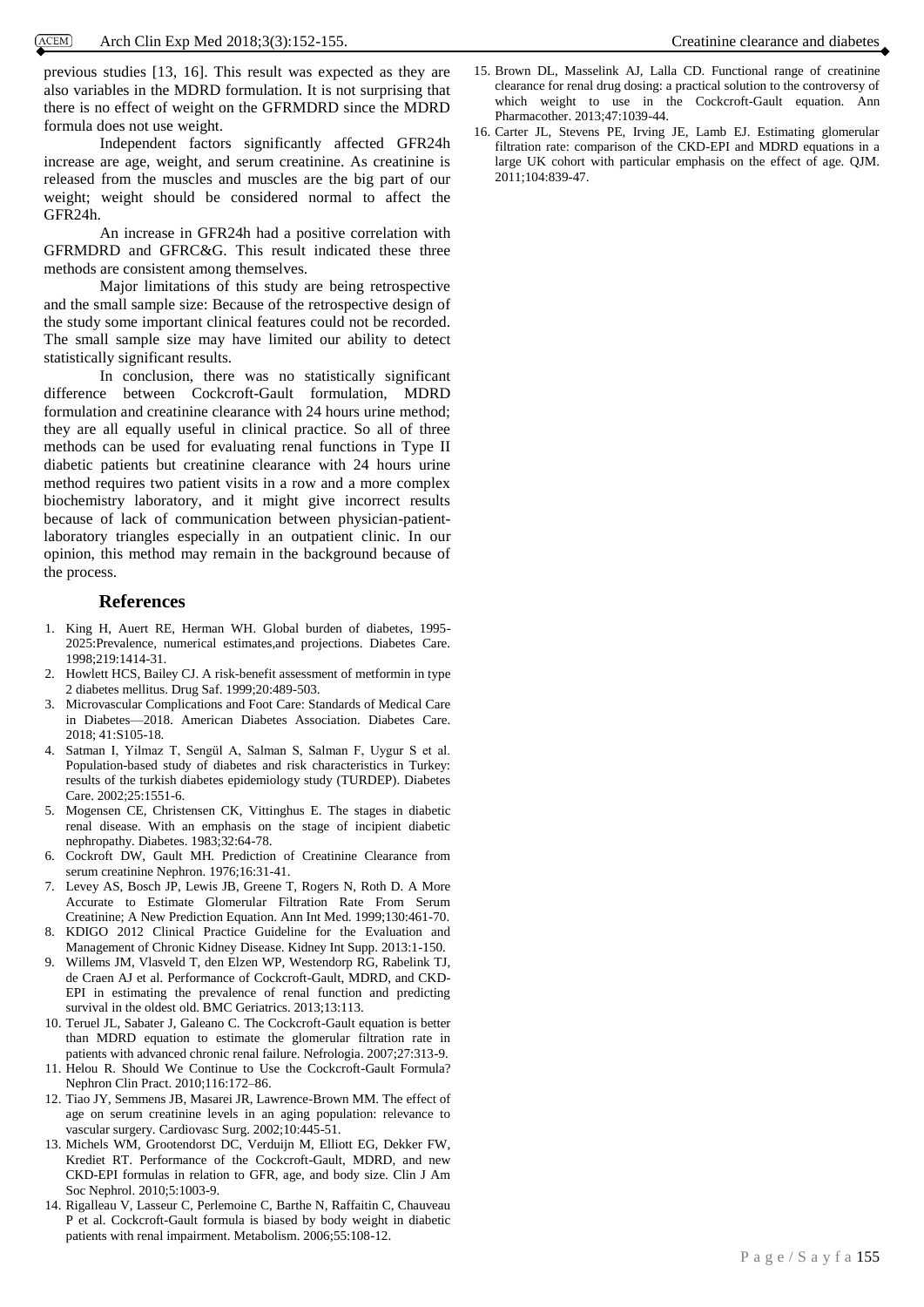previous studies [13, 16]. This result was expected as they are also variables in the MDRD formulation. It is not surprising that there is no effect of weight on the GFRMDRD since the MDRD formula does not use weight.

Independent factors significantly affected GFR24h increase are age, weight, and serum creatinine. As creatinine is released from the muscles and muscles are the big part of our weight; weight should be considered normal to affect the GFR24h.

An increase in GFR24h had a positive correlation with GFRMDRD and GFRC&G. This result indicated these three methods are consistent among themselves.

Major limitations of this study are being retrospective and the small sample size: Because of the retrospective design of the study some important clinical features could not be recorded. The small sample size may have limited our ability to detect statistically significant results.

In conclusion, there was no statistically significant difference between Cockcroft-Gault formulation, MDRD formulation and creatinine clearance with 24 hours urine method; they are all equally useful in clinical practice. So all of three methods can be used for evaluating renal functions in Type II diabetic patients but creatinine clearance with 24 hours urine method requires two patient visits in a row and a more complex biochemistry laboratory, and it might give incorrect results because of lack of communication between physician-patient-laboratory triangles especially in an outpatient clinic. In our opinion, this method may remain in the background because of the process.

## References

1. King H, Auert RE, Herman WH. Global burden of diabetes, 1995-2025:Prevalence, numerical estimates,and projections. Diabetes Care. 1998;219:1414-31.
2. Howlett HCS, Bailey CJ. A risk-benefit assessment of metformin in type 2 diabetes mellitus. Drug Saf. 1999;20:489-503.
3. Microvascular Complications and Foot Care: Standards of Medical Care in Diabetes—2018. American Diabetes Association. Diabetes Care. 2018; 41:S105-18.
4. Satman I, Yilmaz T, Sengül A, Salman S, Salman F, Uygur S et al. Population-based study of diabetes and risk characteristics in Turkey: results of the turkish diabetes epidemiology study (TURDEP). Diabetes Care. 2002;25:1551-6.
5. Mogensen CE, Christensen CK, Vittinghus E. The stages in diabetic renal disease. With an emphasis on the stage of incipient diabetic nephropathy. Diabetes. 1983;32:64-78.
6. Cockroft DW, Gault MH. Prediction of Creatinine Clearance from serum creatinine Nephron. 1976;16:31-41.
7. Levey AS, Bosch JP, Lewis JB, Greene T, Rogers N, Roth D. A More Accurate to Estimate Glomerular Filtration Rate From Serum Creatinine; A New Prediction Equation. Ann Int Med. 1999;130:461-70.
8. KDIGO 2012 Clinical Practice Guideline for the Evaluation and Management of Chronic Kidney Disease. Kidney Int Supp. 2013:1-150.
9. Willems JM, Vlasveld T, den Elzen WP, Westendorp RG, Rabelink TJ, de Craen AJ et al. Performance of Cockcroft-Gault, MDRD, and CKD-EPI in estimating the prevalence of renal function and predicting survival in the oldest old. BMC Geriatrics. 2013;13:113.
10. Teruel JL, Sabater J, Galeano C. The Cockcroft-Gault equation is better than MDRD equation to estimate the glomerular filtration rate in patients with advanced chronic renal failure. Nefrologia. 2007;27:313-9.
11. Helou R. Should We Continue to Use the Cockcroft-Gault Formula? Nephron Clin Pract. 2010;116:172–86.
12. Tiao JY, Semmens JB, Masarei JR, Lawrence-Brown MM. The effect of age on serum creatinine levels in an aging population: relevance to vascular surgery. Cardiovasc Surg. 2002;10:445-51.
13. Michels WM, Grootendorst DC, Verduijn M, Elliott EG, Dekker FW, Krediet RT. Performance of the Cockcroft-Gault, MDRD, and new CKD-EPI formulas in relation to GFR, age, and body size. Clin J Am Soc Nephrol. 2010;5:1003-9.
14. Rigalleau V, Lasseur C, Perlemoine C, Barthe N, Raffaitin C, Chauveau P et al. Cockcroft-Gault formula is biased by body weight in diabetic patients with renal impairment. Metabolism. 2006;55:108-12.
15. Brown DL, Masselink AJ, Lalla CD. Functional range of creatinine clearance for renal drug dosing: a practical solution to the controversy of which weight to use in the Cockcroft-Gault equation. Ann Pharmacother. 2013;47:1039-44.
16. Carter JL, Stevens PE, Irving JE, Lamb EJ. Estimating glomerular filtration rate: comparison of the CKD-EPI and MDRD equations in a large UK cohort with particular emphasis on the effect of age. QJM. 2011;104:839-47.